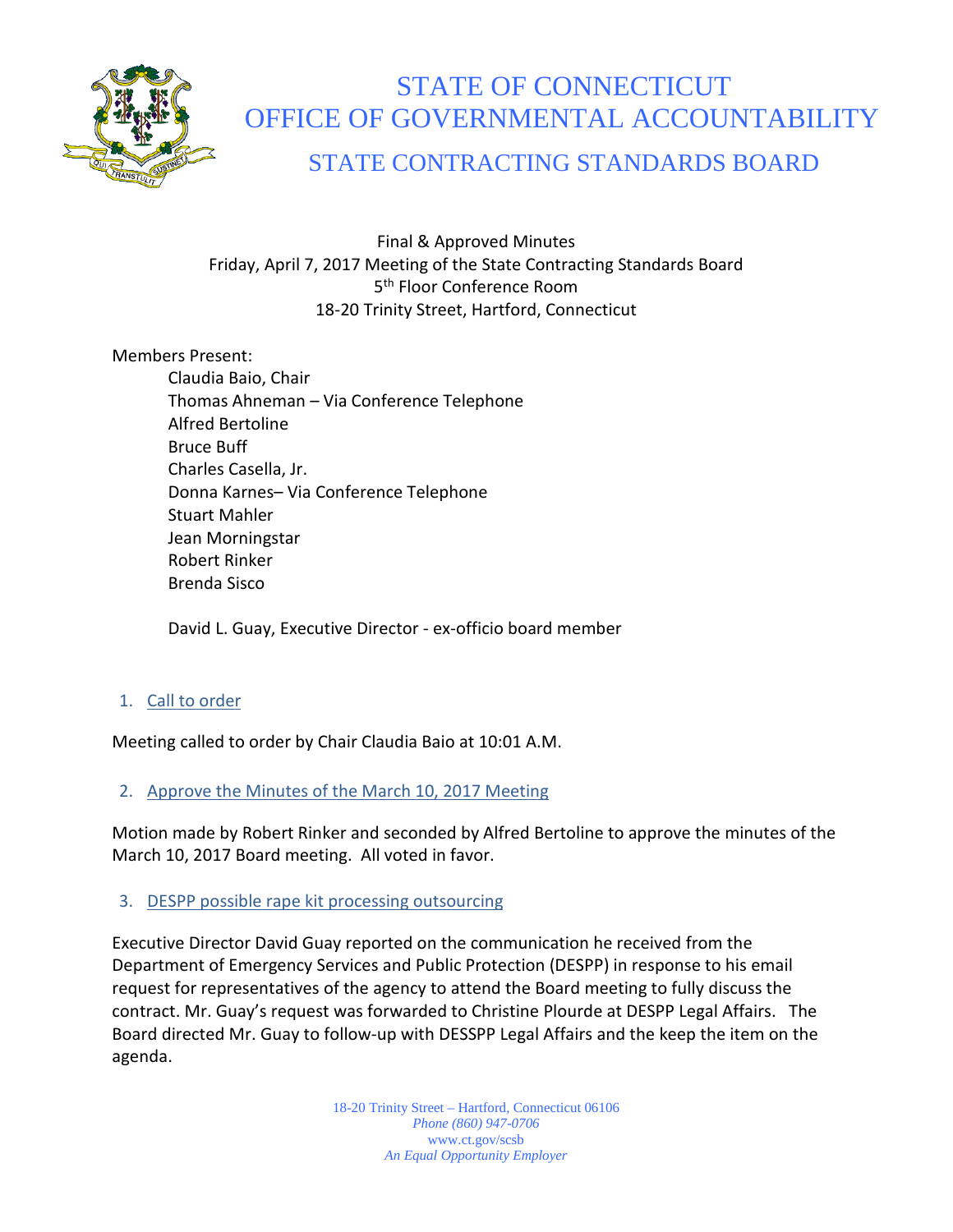# STATE OF CONNECTICUT
# OFFICE OF GOVERNMENTAL ACCOUNTABILITY
## STATE CONTRACTING STANDARDS BOARD

Final & Approved Minutes
Friday, April 7, 2017 Meeting of the State Contracting Standards Board
5th Floor Conference Room
18-20 Trinity Street, Hartford, Connecticut

Members Present:

- Claudia Baio, Chair
- Thomas Ahneman – Via Conference Telephone
- Alfred Bertoline
- Bruce Buff
- Charles Casella, Jr.
- Donna Karnes– Via Conference Telephone
- Stuart Mahler
- Jean Morningstar
- Robert Rinker
- Brenda Sisco

David L. Guay, Executive Director - ex-officio board member

1. Call to order

Meeting called to order by Chair Claudia Baio at 10:01 A.M.

2. Approve the Minutes of the March 10, 2017 Meeting

Motion made by Robert Rinker and seconded by Alfred Bertoline to approve the minutes of the March 10, 2017 Board meeting. All voted in favor.

3. DESPP possible rape kit processing outsourcing

Executive Director David Guay reported on the communication he received from the Department of Emergency Services and Public Protection (DESPP) in response to his email request for representatives of the agency to attend the Board meeting to fully discuss the contract. Mr. Guay's request was forwarded to Christine Plourde at DESPP Legal Affairs. The Board directed Mr. Guay to follow-up with DESSPP Legal Affairs and the keep the item on the agenda.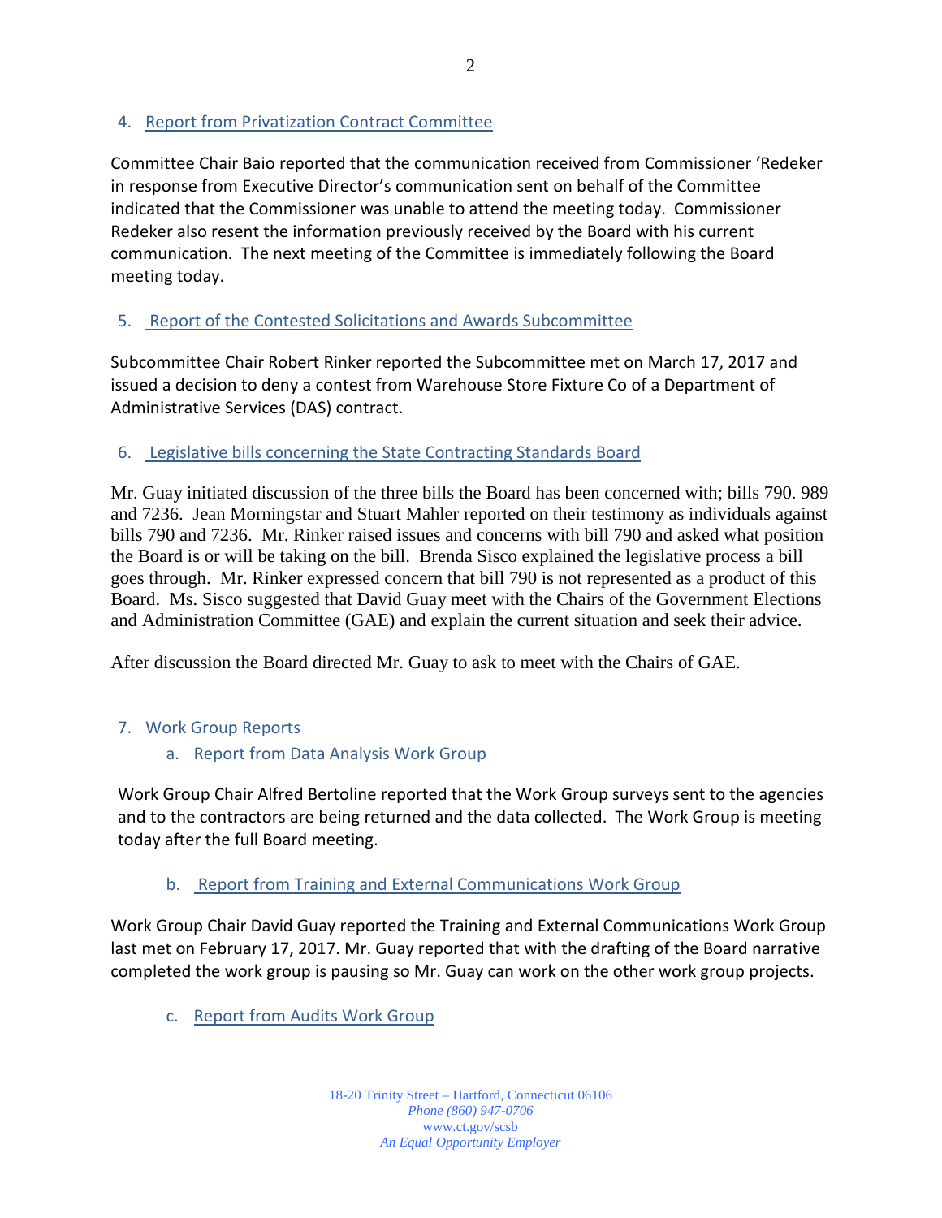4. Report from Privatization Contract Committee

Committee Chair Baio reported that the communication received from Commissioner 'Redeker in response from Executive Director's communication sent on behalf of the Committee indicated that the Commissioner was unable to attend the meeting today. Commissioner Redeker also resent the information previously received by the Board with his current communication. The next meeting of the Committee is immediately following the Board meeting today.

5. Report of the Contested Solicitations and Awards Subcommittee

Subcommittee Chair Robert Rinker reported the Subcommittee met on March 17, 2017 and issued a decision to deny a contest from Warehouse Store Fixture Co of a Department of Administrative Services (DAS) contract.

6. Legislative bills concerning the State Contracting Standards Board

Mr. Guay initiated discussion of the three bills the Board has been concerned with; bills 790. 989 and 7236. Jean Morningstar and Stuart Mahler reported on their testimony as individuals against bills 790 and 7236. Mr. Rinker raised issues and concerns with bill 790 and asked what position the Board is or will be taking on the bill. Brenda Sisco explained the legislative process a bill goes through. Mr. Rinker expressed concern that bill 790 is not represented as a product of this Board. Ms. Sisco suggested that David Guay meet with the Chairs of the Government Elections and Administration Committee (GAE) and explain the current situation and seek their advice.

After discussion the Board directed Mr. Guay to ask to meet with the Chairs of GAE.

7. Work Group Reports

   a. Report from Data Analysis Work Group

Work Group Chair Alfred Bertoline reported that the Work Group surveys sent to the agencies and to the contractors are being returned and the data collected. The Work Group is meeting today after the full Board meeting.

   b. Report from Training and External Communications Work Group

Work Group Chair David Guay reported the Training and External Communications Work Group last met on February 17, 2017. Mr. Guay reported that with the drafting of the Board narrative completed the work group is pausing so Mr. Guay can work on the other work group projects.

   c. Report from Audits Work Group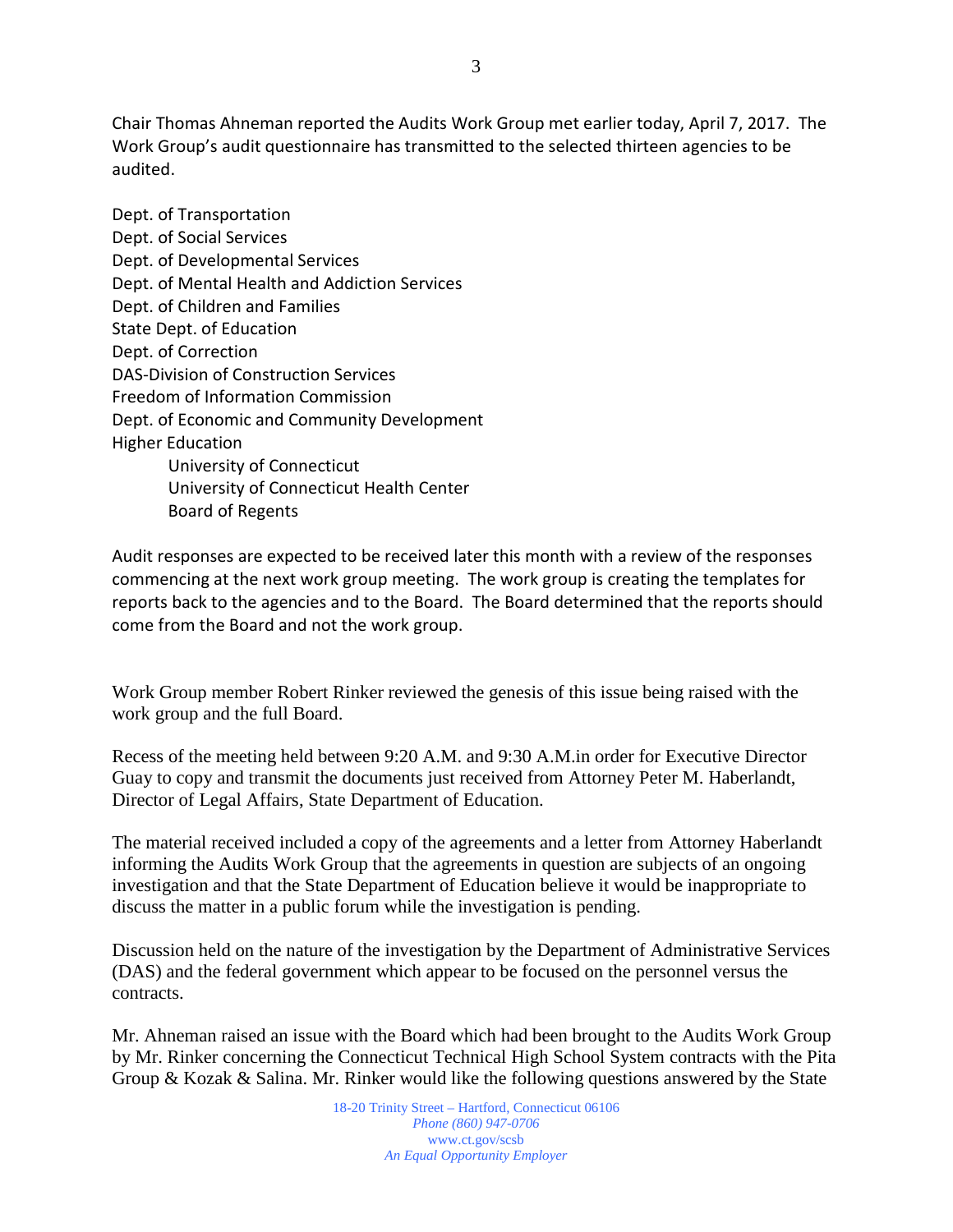Chair Thomas Ahneman reported the Audits Work Group met earlier today, April 7, 2017. The Work Group's audit questionnaire has transmitted to the selected thirteen agencies to be audited.

Dept. of Transportation
Dept. of Social Services
Dept. of Developmental Services
Dept. of Mental Health and Addiction Services
Dept. of Children and Families
State Dept. of Education
Dept. of Correction
DAS-Division of Construction Services
Freedom of Information Commission
Dept. of Economic and Community Development
Higher Education
    University of Connecticut
    University of Connecticut Health Center
    Board of Regents

Audit responses are expected to be received later this month with a review of the responses commencing at the next work group meeting. The work group is creating the templates for reports back to the agencies and to the Board. The Board determined that the reports should come from the Board and not the work group.

Work Group member Robert Rinker reviewed the genesis of this issue being raised with the work group and the full Board.

Recess of the meeting held between 9:20 A.M. and 9:30 A.M.in order for Executive Director Guay to copy and transmit the documents just received from Attorney Peter M. Haberlandt, Director of Legal Affairs, State Department of Education.

The material received included a copy of the agreements and a letter from Attorney Haberlandt informing the Audits Work Group that the agreements in question are subjects of an ongoing investigation and that the State Department of Education believe it would be inappropriate to discuss the matter in a public forum while the investigation is pending.

Discussion held on the nature of the investigation by the Department of Administrative Services (DAS) and the federal government which appear to be focused on the personnel versus the contracts.

Mr. Ahneman raised an issue with the Board which had been brought to the Audits Work Group by Mr. Rinker concerning the Connecticut Technical High School System contracts with the Pita Group & Kozak & Salina. Mr. Rinker would like the following questions answered by the State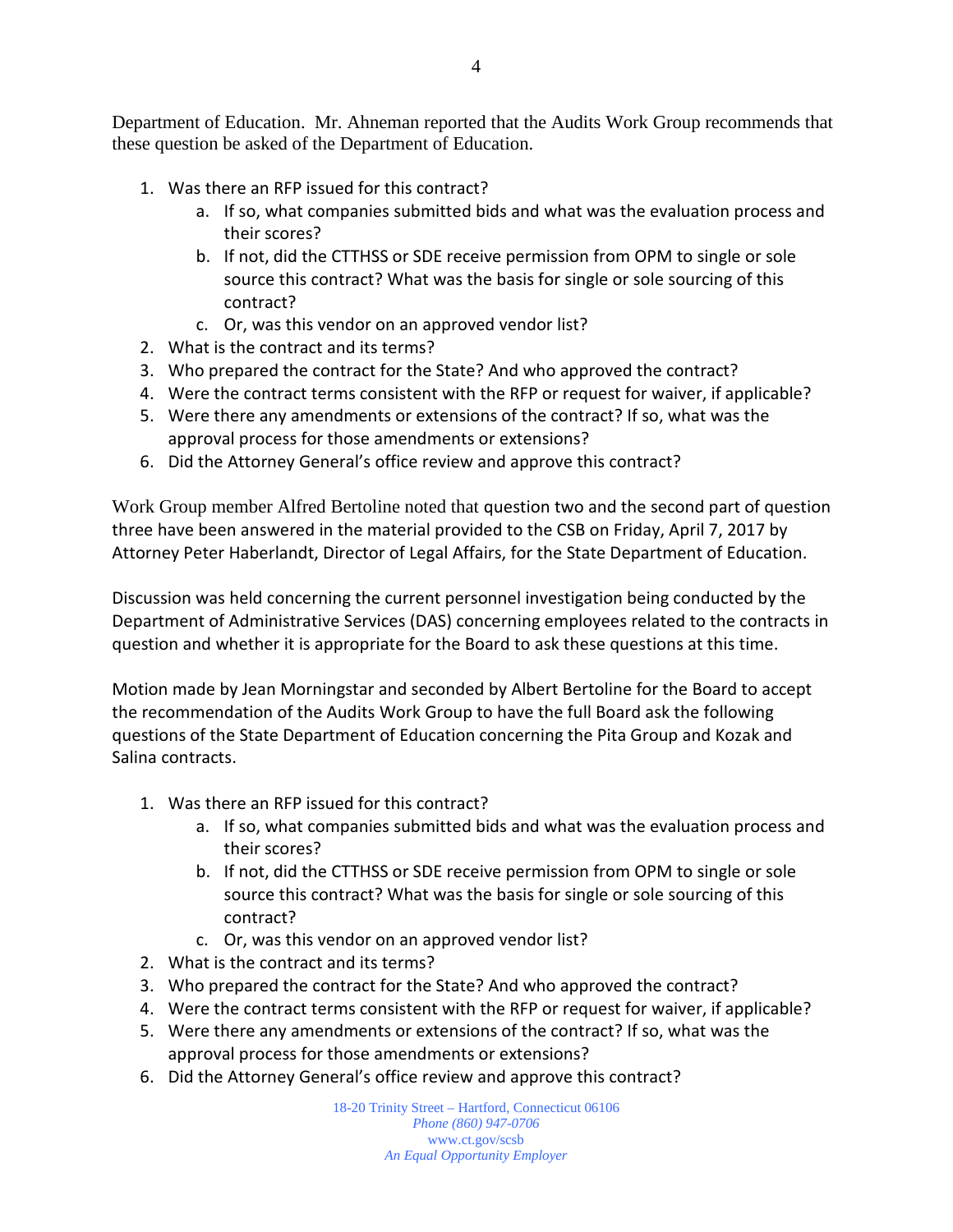Department of Education. Mr. Ahneman reported that the Audits Work Group recommends that these question be asked of the Department of Education.

1. Was there an RFP issued for this contract?
    a. If so, what companies submitted bids and what was the evaluation process and their scores?
    b. If not, did the CTTHSS or SDE receive permission from OPM to single or sole source this contract? What was the basis for single or sole sourcing of this contract?
    c. Or, was this vendor on an approved vendor list?
2. What is the contract and its terms?
3. Who prepared the contract for the State? And who approved the contract?
4. Were the contract terms consistent with the RFP or request for waiver, if applicable?
5. Were there any amendments or extensions of the contract? If so, what was the approval process for those amendments or extensions?
6. Did the Attorney General's office review and approve this contract?

Work Group member Alfred Bertoline noted that question two and the second part of question three have been answered in the material provided to the CSB on Friday, April 7, 2017 by Attorney Peter Haberlandt, Director of Legal Affairs, for the State Department of Education.

Discussion was held concerning the current personnel investigation being conducted by the Department of Administrative Services (DAS) concerning employees related to the contracts in question and whether it is appropriate for the Board to ask these questions at this time.

Motion made by Jean Morningstar and seconded by Albert Bertoline for the Board to accept the recommendation of the Audits Work Group to have the full Board ask the following questions of the State Department of Education concerning the Pita Group and Kozak and Salina contracts.

1. Was there an RFP issued for this contract?
    a. If so, what companies submitted bids and what was the evaluation process and their scores?
    b. If not, did the CTTHSS or SDE receive permission from OPM to single or sole source this contract? What was the basis for single or sole sourcing of this contract?
    c. Or, was this vendor on an approved vendor list?
2. What is the contract and its terms?
3. Who prepared the contract for the State? And who approved the contract?
4. Were the contract terms consistent with the RFP or request for waiver, if applicable?
5. Were there any amendments or extensions of the contract? If so, what was the approval process for those amendments or extensions?
6. Did the Attorney General's office review and approve this contract?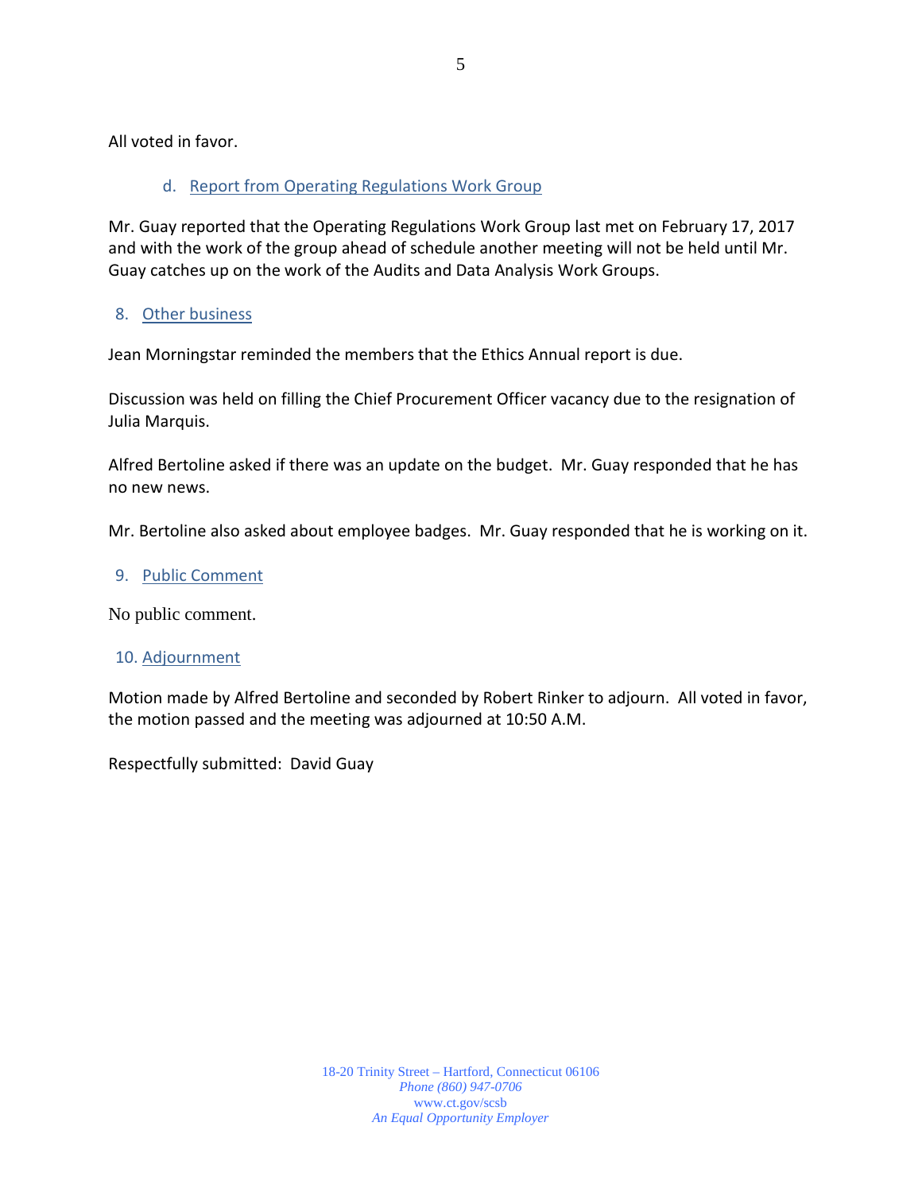All voted in favor.

### d. Report from Operating Regulations Work Group

Mr. Guay reported that the Operating Regulations Work Group last met on February 17, 2017 and with the work of the group ahead of schedule another meeting will not be held until Mr. Guay catches up on the work of the Audits and Data Analysis Work Groups.

## 8. Other business

Jean Morningstar reminded the members that the Ethics Annual report is due.

Discussion was held on filling the Chief Procurement Officer vacancy due to the resignation of Julia Marquis.

Alfred Bertoline asked if there was an update on the budget. Mr. Guay responded that he has no new news.

Mr. Bertoline also asked about employee badges. Mr. Guay responded that he is working on it.

## 9. Public Comment

No public comment.

## 10. Adjournment

Motion made by Alfred Bertoline and seconded by Robert Rinker to adjourn. All voted in favor, the motion passed and the meeting was adjourned at 10:50 A.M.

Respectfully submitted: David Guay

18-20 Trinity Street – Hartford, Connecticut 06106
*Phone (860) 947-0706*
www.ct.gov/scsb
*An Equal Opportunity Employer*